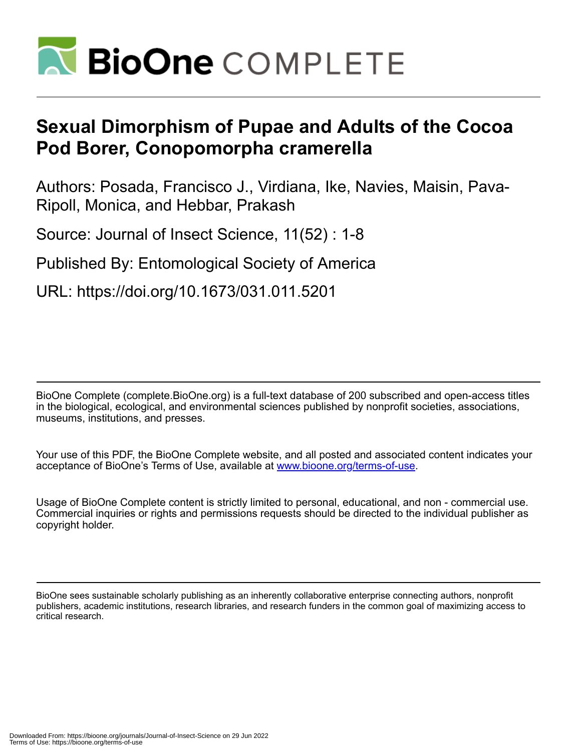# Sexual Dimorphism of Pupae and Adults of the Cocoa Pod Borer, Conopomorpha cramerella

Authors: Posada, Francisco J., Virdiana, Ike, Navies, Maisin, Pava-Ripoll, Monica, and Hebbar, Prakash

Source: Journal of Insect Science, 11(52) : 1-8

Published By: Entomological Society of America

URL: https://doi.org/10.1673/031.011.5201

BioOne Complete (complete.BioOne.org) is a full-text database of 200 subscribed and open-access titles in the biological, ecological, and environmental sciences published by nonprofit societies, associations, museums, institutions, and presses.

Your use of this PDF, the BioOne Complete website, and all posted and associated content indicates your acceptance of BioOne's Terms of Use, available at www.bioone.org/terms-of-use.

Usage of BioOne Complete content is strictly limited to personal, educational, and non - commercial use. Commercial inquiries or rights and permissions requests should be directed to the individual publisher as copyright holder.

BioOne sees sustainable scholarly publishing as an inherently collaborative enterprise connecting authors, nonprofit publishers, academic institutions, research libraries, and research funders in the common goal of maximizing access to critical research.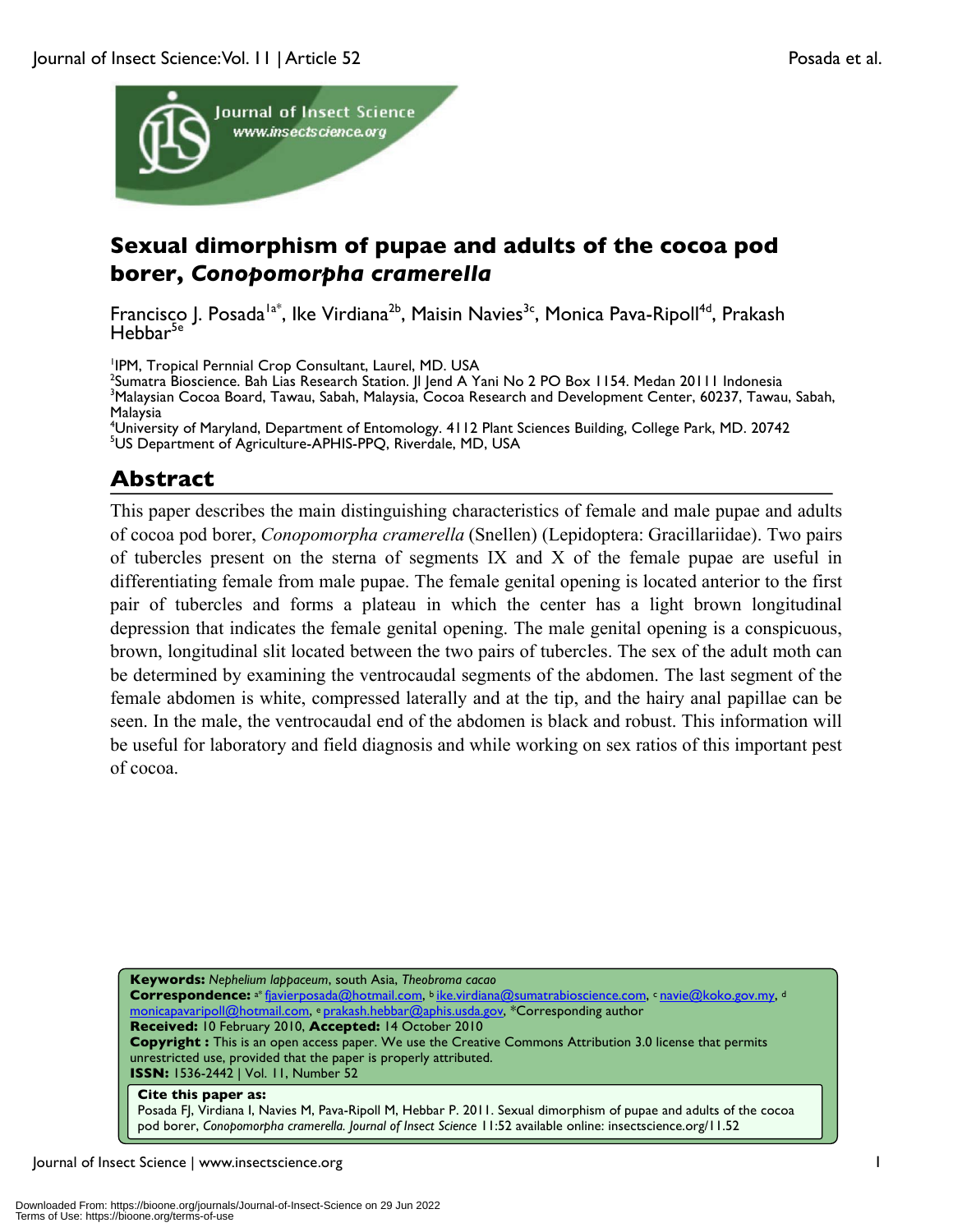# Sexual dimorphism of pupae and adults of the cocoa pod borer, *Conopomorpha cramerella*

Francisco J. Posada[1a*], Ike Virdiana[2b], Maisin Navies[3c], Monica Pava-Ripoll[4d], Prakash Hebbar[5e]

[1]IPM, Tropical Pernnial Crop Consultant, Laurel, MD. USA
[2]Sumatra Bioscience. Bah Lias Research Station. Jl Jend A Yani No 2 PO Box 1154. Medan 20111 Indonesia
[3]Malaysian Cocoa Board, Tawau, Sabah, Malaysia, Cocoa Research and Development Center, 60237, Tawau, Sabah, Malaysia
[4]University of Maryland, Department of Entomology. 4112 Plant Sciences Building, College Park, MD. 20742
[5]US Department of Agriculture-APHIS-PPQ, Riverdale, MD, USA

## Abstract

This paper describes the main distinguishing characteristics of female and male pupae and adults of cocoa pod borer, *Conopomorpha cramerella* (Snellen) (Lepidoptera: Gracillariidae). Two pairs of tubercles present on the sterna of segments IX and X of the female pupae are useful in differentiating female from male pupae. The female genital opening is located anterior to the first pair of tubercles and forms a plateau in which the center has a light brown longitudinal depression that indicates the female genital opening. The male genital opening is a conspicuous, brown, longitudinal slit located between the two pairs of tubercles. The sex of the adult moth can be determined by examining the ventrocaudal segments of the abdomen. The last segment of the female abdomen is white, compressed laterally and at the tip, and the hairy anal papillae can be seen. In the male, the ventrocaudal end of the abdomen is black and robust. This information will be useful for laboratory and field diagnosis and while working on sex ratios of this important pest of cocoa.

**Keywords:** *Nephelium lappaceum*, south Asia, *Theobroma cacao*
**Correspondence:** a* fjavierposada@hotmail.com, b ike.virdiana@sumatrabioscience.com, c navie@koko.gov.my, d monicapavaripoll@hotmail.com, e prakash.hebbar@aphis.usda.gov, *Corresponding author
**Received:** 10 February 2010, **Accepted:** 14 October 2010
**Copyright :** This is an open access paper. We use the Creative Commons Attribution 3.0 license that permits unrestricted use, provided that the paper is properly attributed.
**ISSN:** 1536-2442 | Vol. 11, Number 52

**Cite this paper as:**
Posada FJ, Virdiana I, Navies M, Pava-Ripoll M, Hebbar P. 2011. Sexual dimorphism of pupae and adults of the cocoa pod borer, *Conopomorpha cramerella. Journal of Insect Science* 11:52 available online: insectscience.org/11.52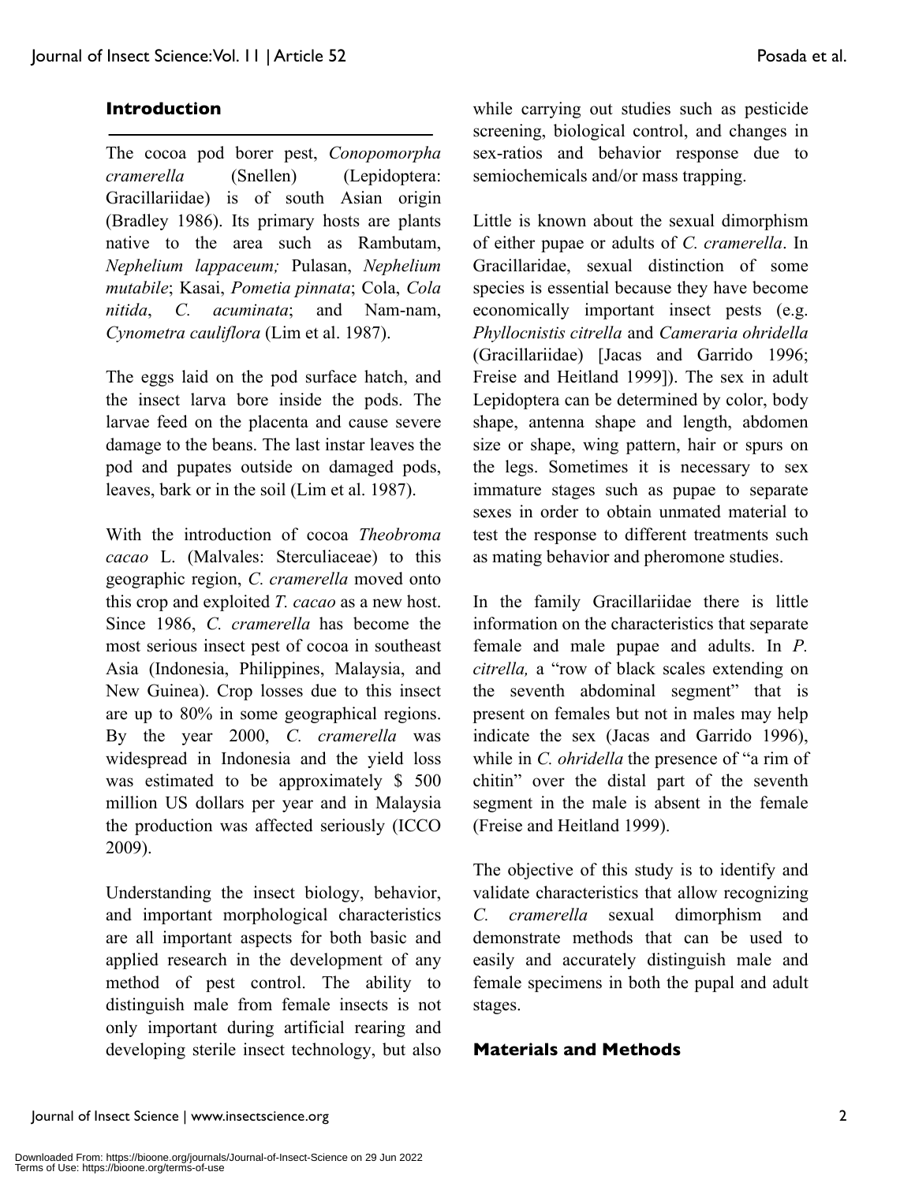## Introduction

The cocoa pod borer pest, *Conopomorpha cramerella* (Snellen) (Lepidoptera: Gracillariidae) is of south Asian origin (Bradley 1986). Its primary hosts are plants native to the area such as Rambutam, *Nephelium lappaceum;* Pulasan, *Nephelium mutabile*; Kasai, *Pometia pinnata*; Cola, *Cola nitida*, *C. acuminata*; and Nam-nam, *Cynometra cauliflora* (Lim et al. 1987).

The eggs laid on the pod surface hatch, and the insect larva bore inside the pods. The larvae feed on the placenta and cause severe damage to the beans. The last instar leaves the pod and pupates outside on damaged pods, leaves, bark or in the soil (Lim et al. 1987).

With the introduction of cocoa *Theobroma cacao* L. (Malvales: Sterculiaceae) to this geographic region, *C. cramerella* moved onto this crop and exploited *T. cacao* as a new host. Since 1986, *C. cramerella* has become the most serious insect pest of cocoa in southeast Asia (Indonesia, Philippines, Malaysia, and New Guinea). Crop losses due to this insect are up to 80% in some geographical regions. By the year 2000, *C. cramerella* was widespread in Indonesia and the yield loss was estimated to be approximately $ 500 million US dollars per year and in Malaysia the production was affected seriously (ICCO 2009).

Understanding the insect biology, behavior, and important morphological characteristics are all important aspects for both basic and applied research in the development of any method of pest control. The ability to distinguish male from female insects is not only important during artificial rearing and developing sterile insect technology, but also while carrying out studies such as pesticide screening, biological control, and changes in sex-ratios and behavior response due to semiochemicals and/or mass trapping.

Little is known about the sexual dimorphism of either pupae or adults of *C. cramerella*. In Gracillaridae, sexual distinction of some species is essential because they have become economically important insect pests (e.g. *Phyllocnistis citrella* and *Cameraria ohridella* (Gracillariidae) [Jacas and Garrido 1996; Freise and Heitland 1999]). The sex in adult Lepidoptera can be determined by color, body shape, antenna shape and length, abdomen size or shape, wing pattern, hair or spurs on the legs. Sometimes it is necessary to sex immature stages such as pupae to separate sexes in order to obtain unmated material to test the response to different treatments such as mating behavior and pheromone studies.

In the family Gracillariidae there is little information on the characteristics that separate female and male pupae and adults. In *P. citrella,* a "row of black scales extending on the seventh abdominal segment" that is present on females but not in males may help indicate the sex (Jacas and Garrido 1996), while in *C. ohridella* the presence of "a rim of chitin" over the distal part of the seventh segment in the male is absent in the female (Freise and Heitland 1999).

The objective of this study is to identify and validate characteristics that allow recognizing *C. cramerella* sexual dimorphism and demonstrate methods that can be used to easily and accurately distinguish male and female specimens in both the pupal and adult stages.

## Materials and Methods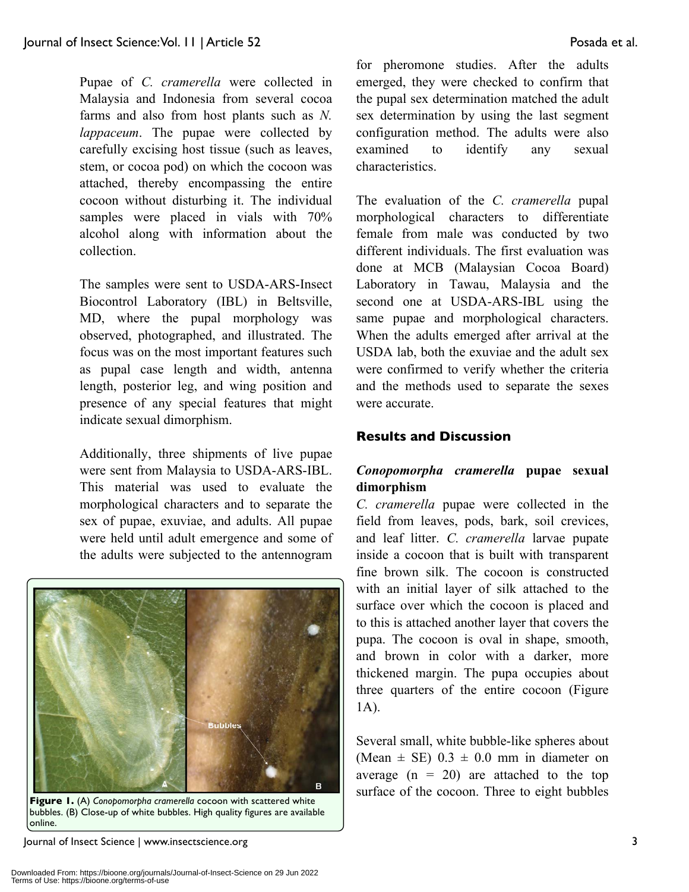Pupae of *C. cramerella* were collected in Malaysia and Indonesia from several cocoa farms and also from host plants such as *N. lappaceum*. The pupae were collected by carefully excising host tissue (such as leaves, stem, or cocoa pod) on which the cocoon was attached, thereby encompassing the entire cocoon without disturbing it. The individual samples were placed in vials with 70% alcohol along with information about the collection.

The samples were sent to USDA-ARS-Insect Biocontrol Laboratory (IBL) in Beltsville, MD, where the pupal morphology was observed, photographed, and illustrated. The focus was on the most important features such as pupal case length and width, antenna length, posterior leg, and wing position and presence of any special features that might indicate sexual dimorphism.

Additionally, three shipments of live pupae were sent from Malaysia to USDA-ARS-IBL. This material was used to evaluate the morphological characters and to separate the sex of pupae, exuviae, and adults. All pupae were held until adult emergence and some of the adults were subjected to the antennogram for pheromone studies. After the adults emerged, they were checked to confirm that the pupal sex determination matched the adult sex determination by using the last segment configuration method. The adults were also examined to identify any sexual characteristics.

**Figure 1.** (A) *Conopomorpha cramerella* cocoon with scattered white bubbles. (B) Close-up of white bubbles. High quality figures are available online.

The evaluation of the *C. cramerella* pupal morphological characters to differentiate female from male was conducted by two different individuals. The first evaluation was done at MCB (Malaysian Cocoa Board) Laboratory in Tawau, Malaysia and the second one at USDA-ARS-IBL using the same pupae and morphological characters. When the adults emerged after arrival at the USDA lab, both the exuviae and the adult sex were confirmed to verify whether the criteria and the methods used to separate the sexes were accurate.

## Results and Discussion

### *Conopomorpha cramerella* pupae sexual dimorphism

*C. cramerella* pupae were collected in the field from leaves, pods, bark, soil crevices, and leaf litter. *C. cramerella* larvae pupate inside a cocoon that is built with transparent fine brown silk. The cocoon is constructed with an initial layer of silk attached to the surface over which the cocoon is placed and to this is attached another layer that covers the pupa. The cocoon is oval in shape, smooth, and brown in color with a darker, more thickened margin. The pupa occupies about three quarters of the entire cocoon (Figure 1A).

Several small, white bubble-like spheres about (Mean $\pm$ SE) $0.3 \pm 0.0$ mm in diameter on average ($n = 20$) are attached to the top surface of the cocoon. Three to eight bubbles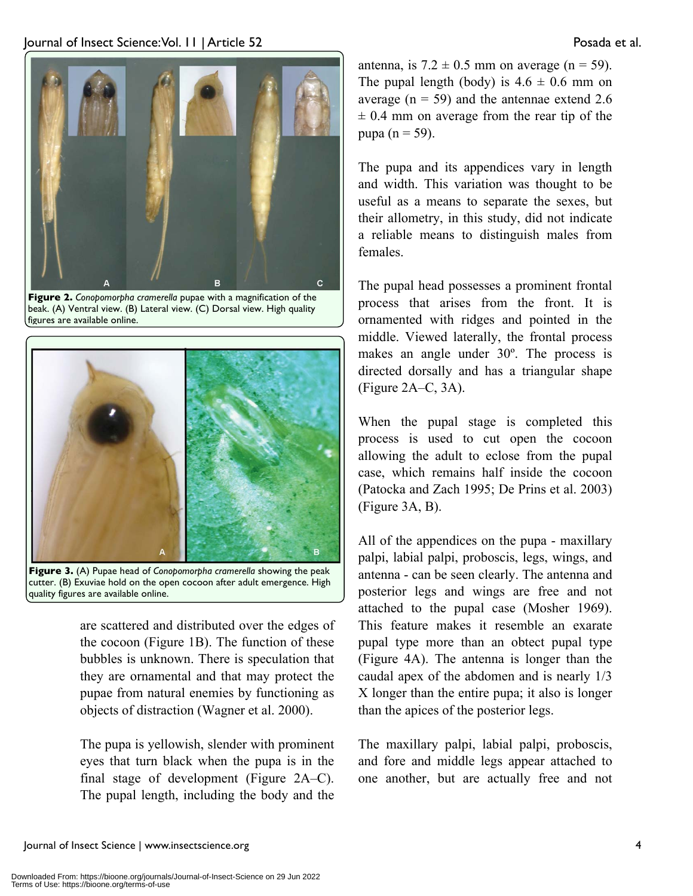**Figure 2.** *Conopomorpha cramerella* pupae with a magnification of the beak. (A) Ventral view. (B) Lateral view. (C) Dorsal view. High quality figures are available online.

**Figure 3.** (A) Pupae head of *Conopomorpha cramerella* showing the peak cutter. (B) Exuviae hold on the open cocoon after adult emergence. High quality figures are available online.

are scattered and distributed over the edges of the cocoon (Figure 1B). The function of these bubbles is unknown. There is speculation that they are ornamental and that may protect the pupae from natural enemies by functioning as objects of distraction (Wagner et al. 2000).

The pupa is yellowish, slender with prominent eyes that turn black when the pupa is in the final stage of development (Figure 2A–C). The pupal length, including the body and the antenna, is 7.2 ± 0.5 mm on average (n = 59). The pupal length (body) is 4.6 ± 0.6 mm on average (n = 59) and the antennae extend 2.6 ± 0.4 mm on average from the rear tip of the pupa (n = 59).

The pupa and its appendices vary in length and width. This variation was thought to be useful as a means to separate the sexes, but their allometry, in this study, did not indicate a reliable means to distinguish males from females.

The pupal head possesses a prominent frontal process that arises from the front. It is ornamented with ridges and pointed in the middle. Viewed laterally, the frontal process makes an angle under 30º. The process is directed dorsally and has a triangular shape (Figure 2A–C, 3A).

When the pupal stage is completed this process is used to cut open the cocoon allowing the adult to eclose from the pupal case, which remains half inside the cocoon (Patocka and Zach 1995; De Prins et al. 2003) (Figure 3A, B).

All of the appendices on the pupa - maxillary palpi, labial palpi, proboscis, legs, wings, and antenna - can be seen clearly. The antenna and posterior legs and wings are free and not attached to the pupal case (Mosher 1969). This feature makes it resemble an exarate pupal type more than an obtect pupal type (Figure 4A). The antenna is longer than the caudal apex of the abdomen and is nearly 1/3 X longer than the entire pupa; it also is longer than the apices of the posterior legs.

The maxillary palpi, labial palpi, proboscis, and fore and middle legs appear attached to one another, but are actually free and not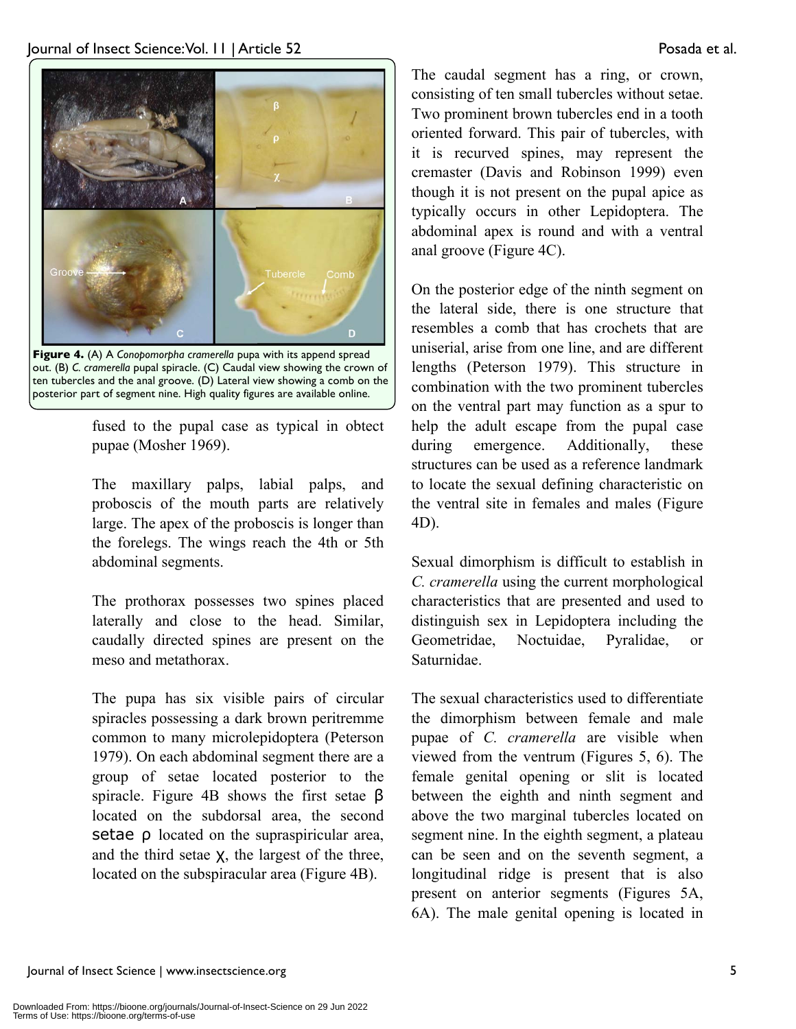**Figure 4.** (A) A *Conopomorpha cramerella* pupa with its append spread out. (B) *C. cramerella* pupal spiracle. (C) Caudal view showing the crown of ten tubercles and the anal groove. (D) Lateral view showing a comb on the posterior part of segment nine. High quality figures are available online.

fused to the pupal case as typical in obtect pupae (Mosher 1969).

The maxillary palps, labial palps, and proboscis of the mouth parts are relatively large. The apex of the proboscis is longer than the forelegs. The wings reach the 4th or 5th abdominal segments.

The prothorax possesses two spines placed laterally and close to the head. Similar, caudally directed spines are present on the meso and metathorax.

The pupa has six visible pairs of circular spiracles possessing a dark brown peritremme common to many microlepidoptera (Peterson 1979). On each abdominal segment there are a group of setae located posterior to the spiracle. Figure 4B shows the first setae β located on the subdorsal area, the second setae ρ located on the supraspiricular area, and the third setae χ, the largest of the three, located on the subspiracular area (Figure 4B).

The caudal segment has a ring, or crown, consisting of ten small tubercles without setae. Two prominent brown tubercles end in a tooth oriented forward. This pair of tubercles, with it is recurved spines, may represent the cremaster (Davis and Robinson 1999) even though it is not present on the pupal apice as typically occurs in other Lepidoptera. The abdominal apex is round and with a ventral anal groove (Figure 4C).

On the posterior edge of the ninth segment on the lateral side, there is one structure that resembles a comb that has crochets that are uniserial, arise from one line, and are different lengths (Peterson 1979). This structure in combination with the two prominent tubercles on the ventral part may function as a spur to help the adult escape from the pupal case during emergence. Additionally, these structures can be used as a reference landmark to locate the sexual defining characteristic on the ventral site in females and males (Figure 4D).

Sexual dimorphism is difficult to establish in *C. cramerella* using the current morphological characteristics that are presented and used to distinguish sex in Lepidoptera including the Geometridae, Noctuidae, Pyralidae, or Saturnidae.

The sexual characteristics used to differentiate the dimorphism between female and male pupae of *C. cramerella* are visible when viewed from the ventrum (Figures 5, 6). The female genital opening or slit is located between the eighth and ninth segment and above the two marginal tubercles located on segment nine. In the eighth segment, a plateau can be seen and on the seventh segment, a longitudinal ridge is present that is also present on anterior segments (Figures 5A, 6A). The male genital opening is located in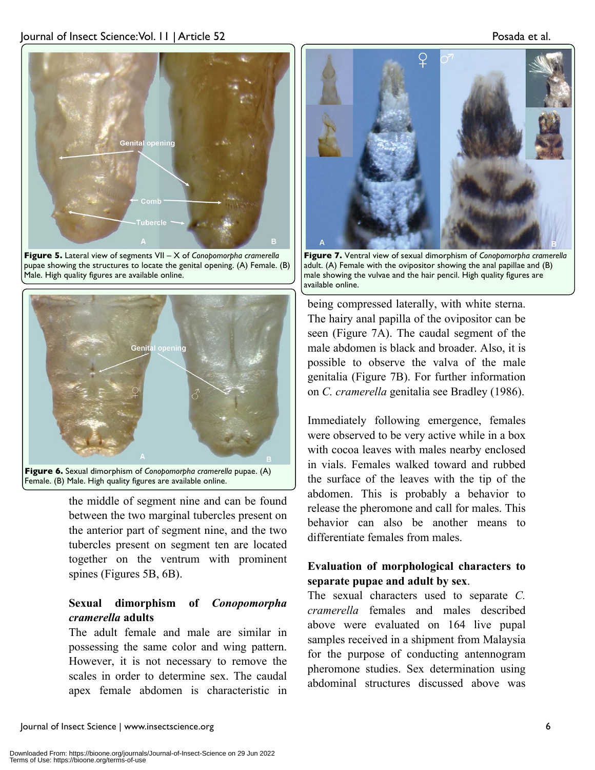Figure 5. Lateral view of segments VII – X of *Conopomorpha cramerella* pupae showing the structures to locate the genital opening. (A) Female. (B) Male. High quality figures are available online.

Figure 6. Sexual dimorphism of *Conopomorpha cramerella* pupae. (A) Female. (B) Male. High quality figures are available online.

the middle of segment nine and can be found between the two marginal tubercles present on the anterior part of segment nine, and the two tubercles present on segment ten are located together on the ventrum with prominent spines (Figures 5B, 6B).

### Sexual dimorphism of *Conopomorpha cramerella* adults

The adult female and male are similar in possessing the same color and wing pattern. However, it is not necessary to remove the scales in order to determine sex. The caudal apex female abdomen is characteristic in being compressed laterally, with white sterna. The hairy anal papilla of the ovipositor can be seen (Figure 7A). The caudal segment of the male abdomen is black and broader. Also, it is possible to observe the valva of the male genitalia (Figure 7B). For further information on *C. cramerella* genitalia see Bradley (1986).

Figure 7. Ventral view of sexual dimorphism of *Conopomorpha cramerella* adult. (A) Female with the ovipositor showing the anal papillae and (B) male showing the vulvae and the hair pencil. High quality figures are available online.

Immediately following emergence, females were observed to be very active while in a box with cocoa leaves with males nearby enclosed in vials. Females walked toward and rubbed the surface of the leaves with the tip of the abdomen. This is probably a behavior to release the pheromone and call for males. This behavior can also be another means to differentiate females from males.

### Evaluation of morphological characters to separate pupae and adult by sex.

The sexual characters used to separate *C. cramerella* females and males described above were evaluated on 164 live pupal samples received in a shipment from Malaysia for the purpose of conducting antennogram pheromone studies. Sex determination using abdominal structures discussed above was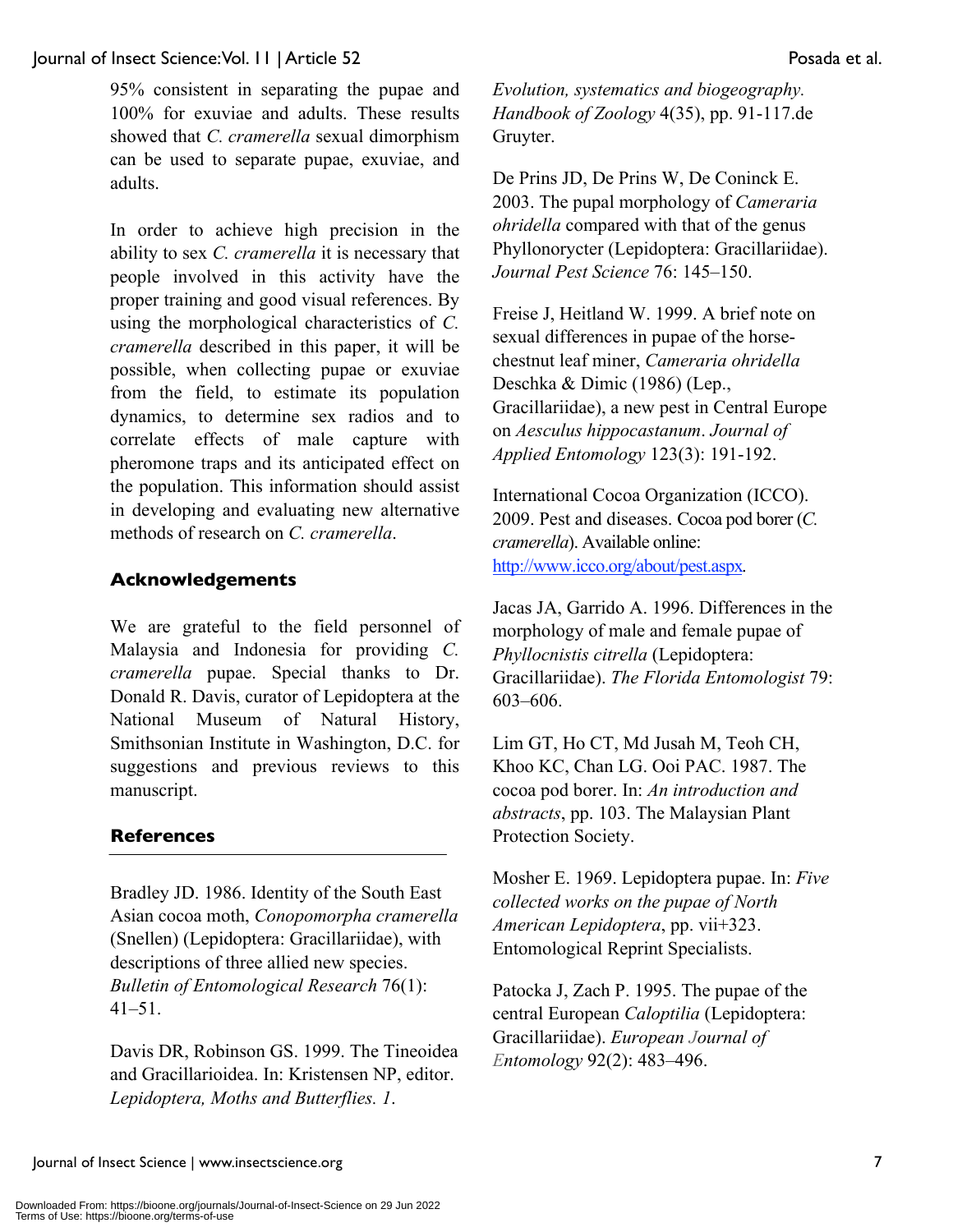95% consistent in separating the pupae and 100% for exuviae and adults. These results showed that *C. cramerella* sexual dimorphism can be used to separate pupae, exuviae, and adults.

In order to achieve high precision in the ability to sex *C. cramerella* it is necessary that people involved in this activity have the proper training and good visual references. By using the morphological characteristics of *C. cramerella* described in this paper, it will be possible, when collecting pupae or exuviae from the field, to estimate its population dynamics, to determine sex radios and to correlate effects of male capture with pheromone traps and its anticipated effect on the population. This information should assist in developing and evaluating new alternative methods of research on *C. cramerella*.

## Acknowledgements

We are grateful to the field personnel of Malaysia and Indonesia for providing *C. cramerella* pupae. Special thanks to Dr. Donald R. Davis, curator of Lepidoptera at the National Museum of Natural History, Smithsonian Institute in Washington, D.C. for suggestions and previous reviews to this manuscript.

## References

Bradley JD. 1986. Identity of the South East Asian cocoa moth, *Conopomorpha cramerella* (Snellen) (Lepidoptera: Gracillariidae), with descriptions of three allied new species. *Bulletin of Entomological Research* 76(1): 41–51.

Davis DR, Robinson GS. 1999. The Tineoidea and Gracillarioidea. In: Kristensen NP, editor. *Lepidoptera, Moths and Butterflies. 1*. *Evolution, systematics and biogeography. Handbook of Zoology* 4(35), pp. 91-117.de Gruyter.

De Prins JD, De Prins W, De Coninck E. 2003. The pupal morphology of *Cameraria ohridella* compared with that of the genus Phyllonorycter (Lepidoptera: Gracillariidae). *Journal Pest Science* 76: 145–150.

Freise J, Heitland W. 1999. A brief note on sexual differences in pupae of the horse-chestnut leaf miner, *Cameraria ohridella* Deschka & Dimic (1986) (Lep., Gracillariidae), a new pest in Central Europe on *Aesculus hippocastanum*. *Journal of Applied Entomology* 123(3): 191-192.

International Cocoa Organization (ICCO). 2009. Pest and diseases. Cocoa pod borer (*C. cramerella*). Available online: http://www.icco.org/about/pest.aspx.

Jacas JA, Garrido A. 1996. Differences in the morphology of male and female pupae of *Phyllocnistis citrella* (Lepidoptera: Gracillariidae). *The Florida Entomologist* 79: 603–606.

Lim GT, Ho CT, Md Jusah M, Teoh CH, Khoo KC, Chan LG. Ooi PAC. 1987. The cocoa pod borer. In: *An introduction and abstracts*, pp. 103. The Malaysian Plant Protection Society.

Mosher E. 1969. Lepidoptera pupae. In: *Five collected works on the pupae of North American Lepidoptera*, pp. vii+323. Entomological Reprint Specialists.

Patocka J, Zach P. 1995. The pupae of the central European *Caloptilia* (Lepidoptera: Gracillariidae). *European Journal of Entomology* 92(2): 483–496.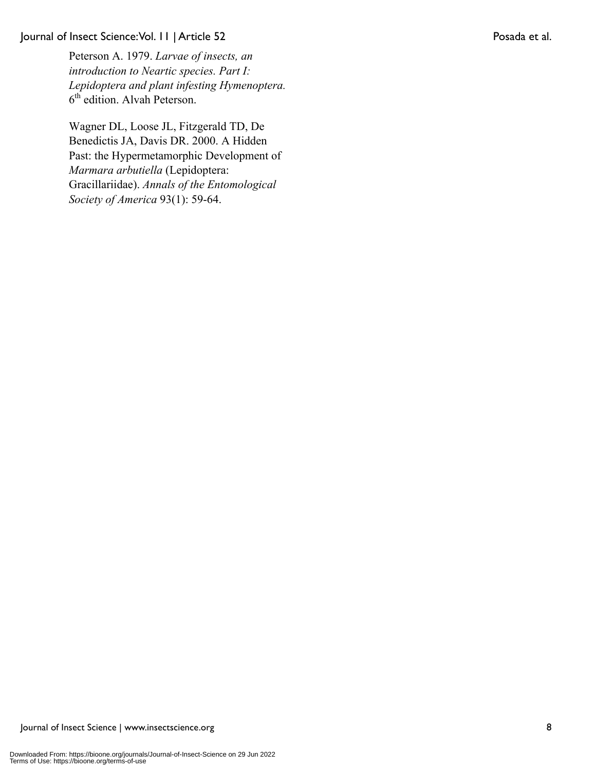Peterson A. 1979. *Larvae of insects, an introduction to Neartic species. Part I: Lepidoptera and plant infesting Hymenoptera.* 6th edition. Alvah Peterson.

Wagner DL, Loose JL, Fitzgerald TD, De Benedictis JA, Davis DR. 2000. A Hidden Past: the Hypermetamorphic Development of *Marmara arbutiella* (Lepidoptera: Gracillariidae). *Annals of the Entomological Society of America* 93(1): 59-64.